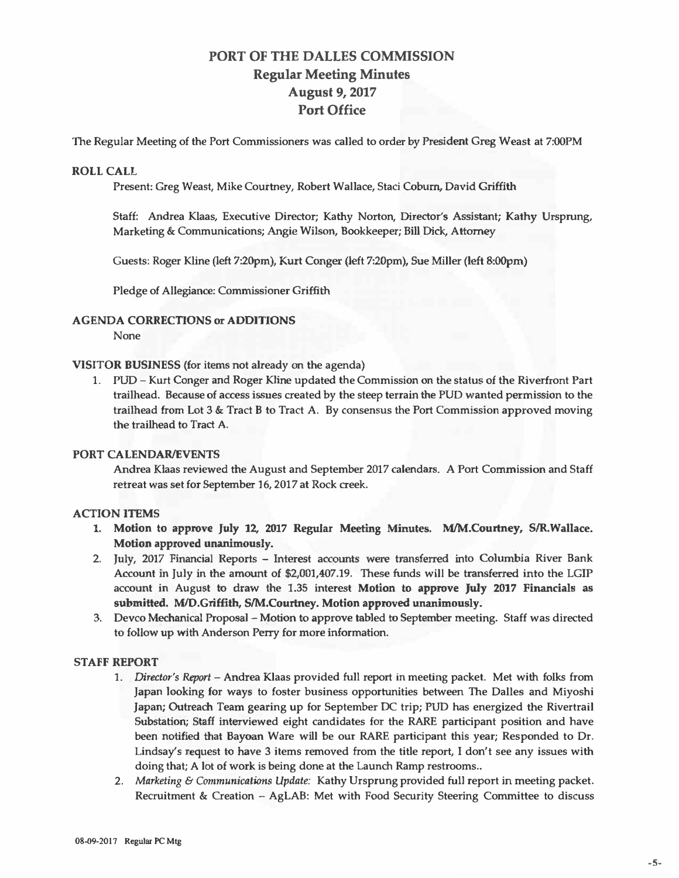# PORT OF THE DALLES COMMISSION
## Regular Meeting Minutes
## August 9, 2017
## Port Office

The Regular Meeting of the Port Commissioners was called to order by President Greg Weast at 7:00PM

### ROLL CALL

Present: Greg Weast, Mike Courtney, Robert Wallace, Staci Coburn, David Griffith

Staff: Andrea Klaas, Executive Director; Kathy Norton, Director's Assistant; Kathy Ursprung, Marketing & Communications; Angie Wilson, Bookkeeper; Bill Dick, Attorney

Guests: Roger Kline (left 7:20pm), Kurt Conger (left 7:20pm), Sue Miller (left 8:00pm)

Pledge of Allegiance: Commissioner Griffith

### AGENDA CORRECTIONS or ADDITIONS

None

### VISITOR BUSINESS (for items not already on the agenda)

1. PUD – Kurt Conger and Roger Kline updated the Commission on the status of the Riverfront Part trailhead. Because of access issues created by the steep terrain the PUD wanted permission to the trailhead from Lot 3 & Tract B to Tract A. By consensus the Port Commission approved moving the trailhead to Tract A.

### PORT CALENDAR/EVENTS

Andrea Klaas reviewed the August and September 2017 calendars. A Port Commission and Staff retreat was set for September 16, 2017 at Rock creek.

### ACTION ITEMS

1. **Motion to approve July 12, 2017 Regular Meeting Minutes. M/M.Courtney, S/R.Wallace. Motion approved unanimously.**
2. July, 2017 Financial Reports – Interest accounts were transferred into Columbia River Bank Account in July in the amount of $2,001,407.19. These funds will be transferred into the LGIP account in August to draw the 1.35 interest **Motion to approve July 2017 Financials as submitted. M/D.Griffith, S/M.Courtney. Motion approved unanimously.**
3. Devco Mechanical Proposal – Motion to approve tabled to September meeting. Staff was directed to follow up with Anderson Perry for more information.

### STAFF REPORT

1. *Director's Report* – Andrea Klaas provided full report in meeting packet. Met with folks from Japan looking for ways to foster business opportunities between The Dalles and Miyoshi Japan; Outreach Team gearing up for September DC trip; PUD has energized the Rivertrail Substation; Staff interviewed eight candidates for the RARE participant position and have been notified that Bayoan Ware will be our RARE participant this year; Responded to Dr. Lindsay's request to have 3 items removed from the title report, I don't see any issues with doing that; A lot of work is being done at the Launch Ramp restrooms..
2. *Marketing & Communications Update:* Kathy Ursprung provided full report in meeting packet. Recruitment & Creation – AgLAB: Met with Food Security Steering Committee to discuss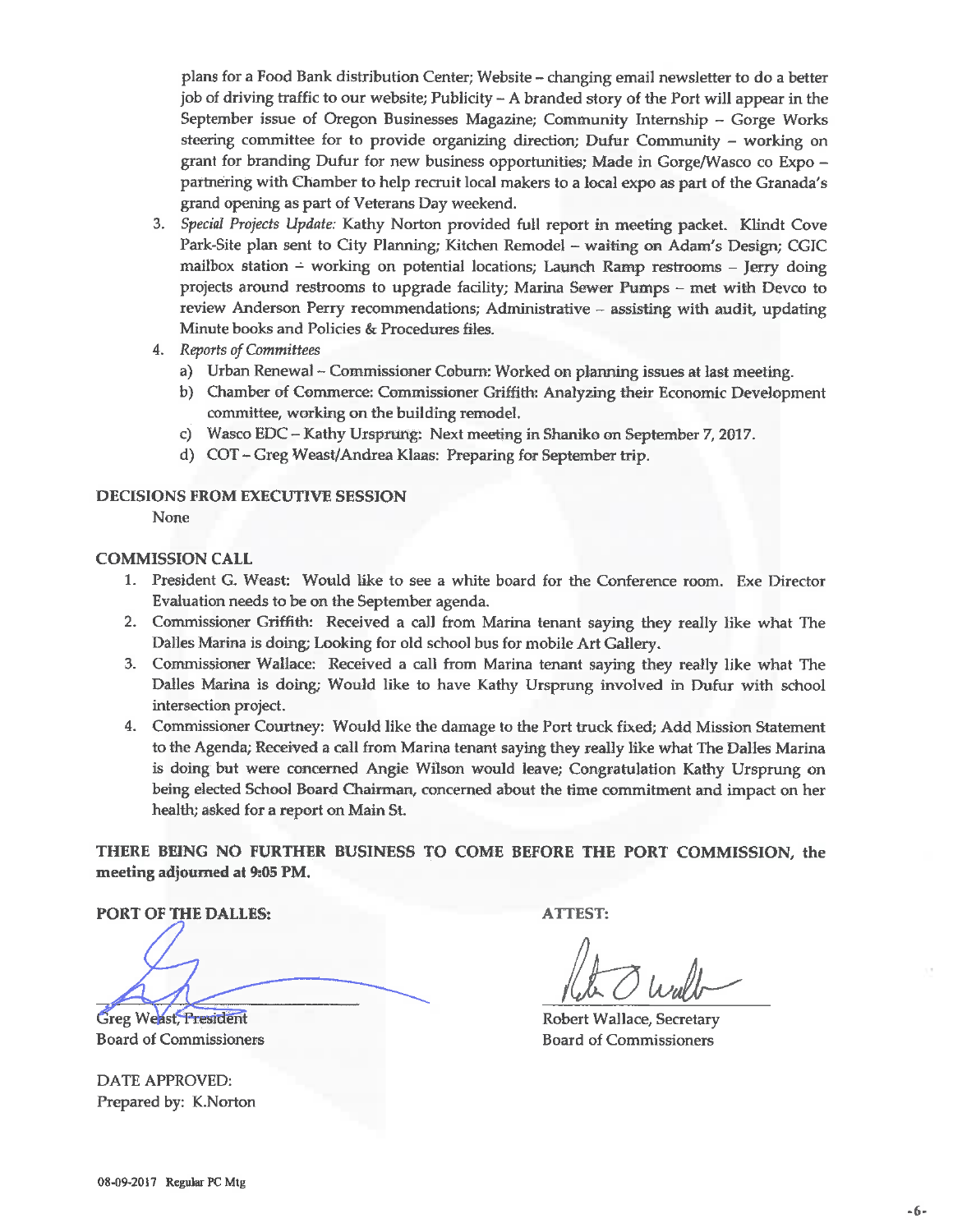plans for a Food Bank distribution Center; Website – changing email newsletter to do a better job of driving traffic to our website; Publicity – A branded story of the Port will appear in the September issue of Oregon Businesses Magazine; Community Internship – Gorge Works steering committee for to provide organizing direction; Dufur Community – working on grant for branding Dufur for new business opportunities; Made in Gorge/Wasco co Expo – partnering with Chamber to help recruit local makers to a local expo as part of the Granada's grand opening as part of Veterans Day weekend.

3. *Special Projects Update:* Kathy Norton provided full report in meeting packet. Klindt Cove Park-Site plan sent to City Planning; Kitchen Remodel – waiting on Adam's Design; CGIC mailbox station – working on potential locations; Launch Ramp restrooms – Jerry doing projects around restrooms to upgrade facility; Marina Sewer Pumps – met with Devco to review Anderson Perry recommendations; Administrative – assisting with audit, updating Minute books and Policies & Procedures files.
4. *Reports of Committees*
   a) Urban Renewal – Commissioner Coburn: Worked on planning issues at last meeting.
   b) Chamber of Commerce: Commissioner Griffith: Analyzing their Economic Development committee, working on the building remodel.
   c) Wasco EDC – Kathy Ursprung: Next meeting in Shaniko on September 7, 2017.
   d) COT – Greg Weast/Andrea Klaas: Preparing for September trip.

**DECISIONS FROM EXECUTIVE SESSION**

None

**COMMISSION CALL**

1. President G. Weast: Would like to see a white board for the Conference room. Exe Director Evaluation needs to be on the September agenda.
2. Commissioner Griffith: Received a call from Marina tenant saying they really like what The Dalles Marina is doing; Looking for old school bus for mobile Art Gallery.
3. Commissioner Wallace: Received a call from Marina tenant saying they really like what The Dalles Marina is doing; Would like to have Kathy Ursprung involved in Dufur with school intersection project.
4. Commissioner Courtney: Would like the damage to the Port truck fixed; Add Mission Statement to the Agenda; Received a call from Marina tenant saying they really like what The Dalles Marina is doing but were concerned Angie Wilson would leave; Congratulation Kathy Ursprung on being elected School Board Chairman, concerned about the time commitment and impact on her health; asked for a report on Main St.

**THERE BEING NO FURTHER BUSINESS TO COME BEFORE THE PORT COMMISSION, the meeting adjourned at 9:05 PM.**

**PORT OF THE DALLES:**

Greg Weast, President
Board of Commissioners

**ATTEST:**

Robert Wallace, Secretary
Board of Commissioners

DATE APPROVED:
Prepared by: K.Norton

08-09-2017 Regular PC Mtg